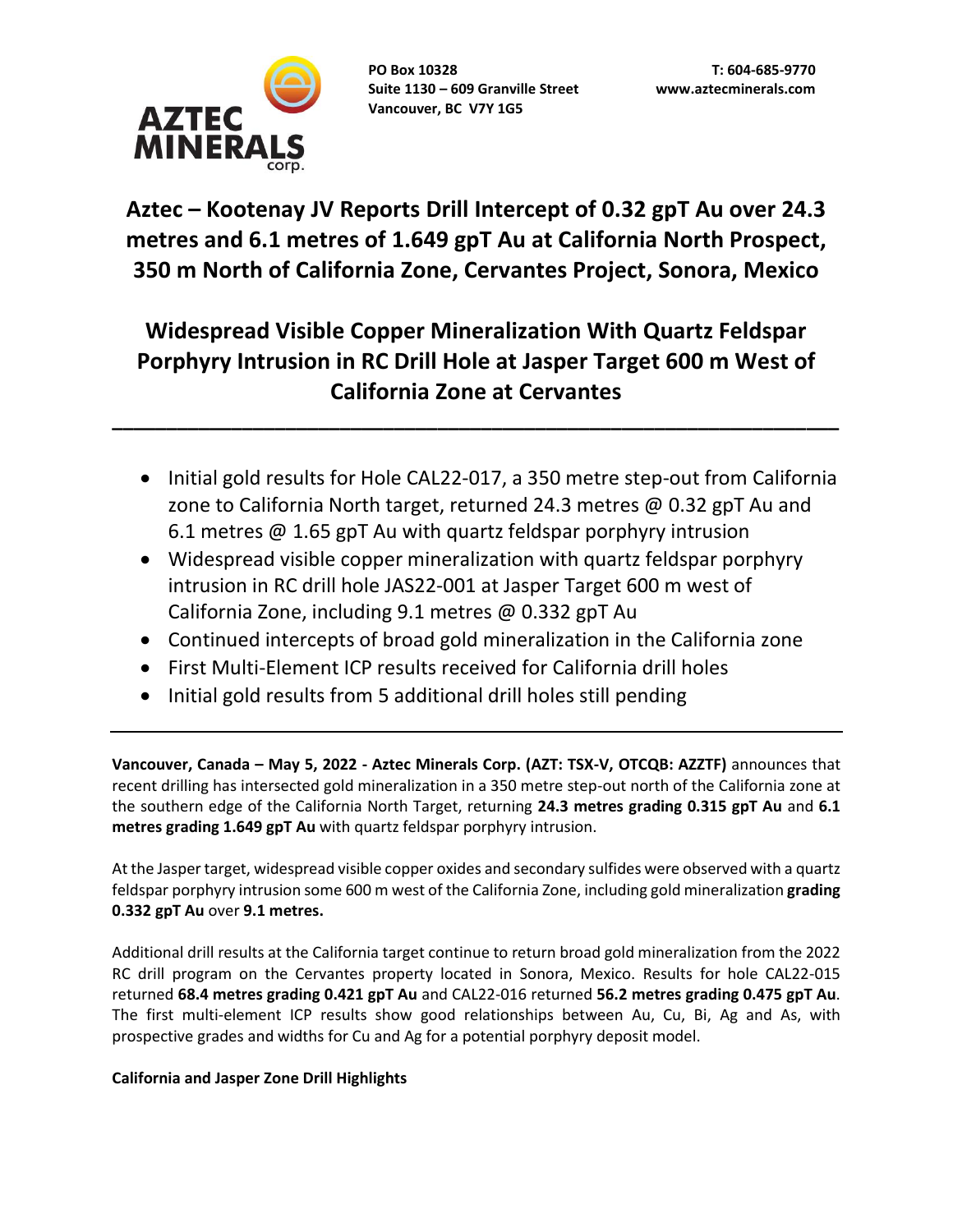AZTEC MINERALS corp.

**PO Box 10328**
**Suite 1130 – 609 Granville Street**
**Vancouver, BC V7Y 1G5**

**T: 604-685-9770**
**www.aztecminerals.com**

# Aztec – Kootenay JV Reports Drill Intercept of 0.32 gpT Au over 24.3 metres and 6.1 metres of 1.649 gpT Au at California North Prospect, 350 m North of California Zone, Cervantes Project, Sonora, Mexico

# Widespread Visible Copper Mineralization With Quartz Feldspar Porphyry Intrusion in RC Drill Hole at Jasper Target 600 m West of California Zone at Cervantes

- Initial gold results for Hole CAL22-017, a 350 metre step-out from California zone to California North target, returned 24.3 metres @ 0.32 gpT Au and 6.1 metres @ 1.65 gpT Au with quartz feldspar porphyry intrusion
- Widespread visible copper mineralization with quartz feldspar porphyry intrusion in RC drill hole JAS22-001 at Jasper Target 600 m west of California Zone, including 9.1 metres @ 0.332 gpT Au
- Continued intercepts of broad gold mineralization in the California zone
- First Multi-Element ICP results received for California drill holes
- Initial gold results from 5 additional drill holes still pending

**Vancouver, Canada – May 5, 2022 - Aztec Minerals Corp. (AZT: TSX-V, OTCQB: AZZTF)** announces that recent drilling has intersected gold mineralization in a 350 metre step-out north of the California zone at the southern edge of the California North Target, returning **24.3 metres grading 0.315 gpT Au** and **6.1 metres grading 1.649 gpT Au** with quartz feldspar porphyry intrusion.

At the Jasper target, widespread visible copper oxides and secondary sulfides were observed with a quartz feldspar porphyry intrusion some 600 m west of the California Zone, including gold mineralization **grading 0.332 gpT Au** over **9.1 metres.**

Additional drill results at the California target continue to return broad gold mineralization from the 2022 RC drill program on the Cervantes property located in Sonora, Mexico. Results for hole CAL22-015 returned **68.4 metres grading 0.421 gpT Au** and CAL22-016 returned **56.2 metres grading 0.475 gpT Au**. The first multi-element ICP results show good relationships between Au, Cu, Bi, Ag and As, with prospective grades and widths for Cu and Ag for a potential porphyry deposit model.

**California and Jasper Zone Drill Highlights**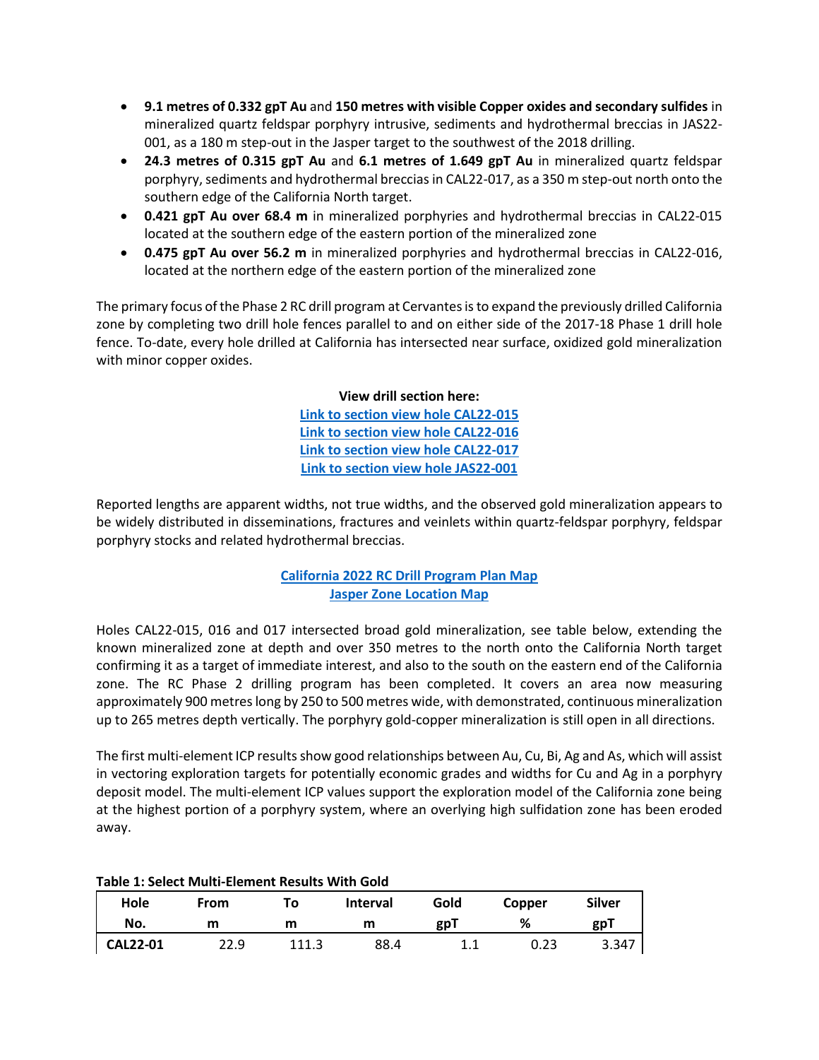- **9.1 metres of 0.332 gpT Au** and **150 metres with visible Copper oxides and secondary sulfides** in mineralized quartz feldspar porphyry intrusive, sediments and hydrothermal breccias in JAS22-001, as a 180 m step-out in the Jasper target to the southwest of the 2018 drilling.
- **24.3 metres of 0.315 gpT Au** and **6.1 metres of 1.649 gpT Au** in mineralized quartz feldspar porphyry, sediments and hydrothermal breccias in CAL22-017, as a 350 m step-out north onto the southern edge of the California North target.
- **0.421 gpT Au over 68.4 m** in mineralized porphyries and hydrothermal breccias in CAL22-015 located at the southern edge of the eastern portion of the mineralized zone
- **0.475 gpT Au over 56.2 m** in mineralized porphyries and hydrothermal breccias in CAL22-016, located at the northern edge of the eastern portion of the mineralized zone

The primary focus of the Phase 2 RC drill program at Cervantes is to expand the previously drilled California zone by completing two drill hole fences parallel to and on either side of the 2017-18 Phase 1 drill hole fence. To-date, every hole drilled at California has intersected near surface, oxidized gold mineralization with minor copper oxides.

**View drill section here:**
[Link to section view hole CAL22-015]
[Link to section view hole CAL22-016]
[Link to section view hole CAL22-017]
[Link to section view hole JAS22-001]

Reported lengths are apparent widths, not true widths, and the observed gold mineralization appears to be widely distributed in disseminations, fractures and veinlets within quartz-feldspar porphyry, feldspar porphyry stocks and related hydrothermal breccias.

[California 2022 RC Drill Program Plan Map]
[Jasper Zone Location Map]

Holes CAL22-015, 016 and 017 intersected broad gold mineralization, see table below, extending the known mineralized zone at depth and over 350 metres to the north onto the California North target confirming it as a target of immediate interest, and also to the south on the eastern end of the California zone. The RC Phase 2 drilling program has been completed. It covers an area now measuring approximately 900 metres long by 250 to 500 metres wide, with demonstrated, continuous mineralization up to 265 metres depth vertically. The porphyry gold-copper mineralization is still open in all directions.

The first multi-element ICP results show good relationships between Au, Cu, Bi, Ag and As, which will assist in vectoring exploration targets for potentially economic grades and widths for Cu and Ag in a porphyry deposit model. The multi-element ICP values support the exploration model of the California zone being at the highest portion of a porphyry system, where an overlying high sulfidation zone has been eroded away.

**Table 1: Select Multi-Element Results With Gold**

| Hole No. | From m | To m | Interval m | Gold gpT | Copper % | Silver gpT |
|---|---|---|---|---|---|---|
| **CAL22-01** | 22.9 | 111.3 | 88.4 | 1.1 | 0.23 | 3.347 |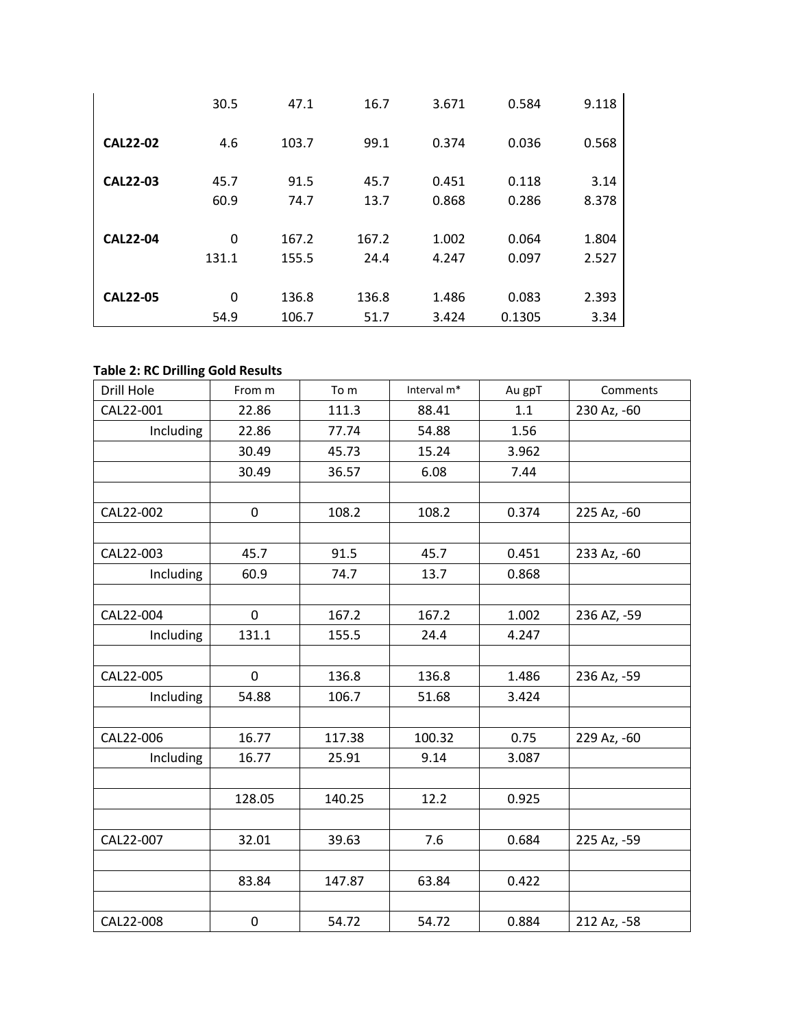| | | | | | | |
|---|---|---|---|---|---|---|
| | 30.5 | 47.1 | 16.7 | 3.671 | 0.584 | 9.118 |
| **CAL22-02** | 4.6 | 103.7 | 99.1 | 0.374 | 0.036 | 0.568 |
| **CAL22-03** | 45.7 | 91.5 | 45.7 | 0.451 | 0.118 | 3.14 |
| | 60.9 | 74.7 | 13.7 | 0.868 | 0.286 | 8.378 |
| **CAL22-04** | 0 | 167.2 | 167.2 | 1.002 | 0.064 | 1.804 |
| | 131.1 | 155.5 | 24.4 | 4.247 | 0.097 | 2.527 |
| **CAL22-05** | 0 | 136.8 | 136.8 | 1.486 | 0.083 | 2.393 |
| | 54.9 | 106.7 | 51.7 | 3.424 | 0.1305 | 3.34 |

**Table 2: RC Drilling Gold Results**

| Drill Hole | From m | To m | Interval m* | Au gpT | Comments |
|---|---|---|---|---|---|
| CAL22-001 | 22.86 | 111.3 | 88.41 | 1.1 | 230 Az, -60 |
| Including | 22.86 | 77.74 | 54.88 | 1.56 | |
| | 30.49 | 45.73 | 15.24 | 3.962 | |
| | 30.49 | 36.57 | 6.08 | 7.44 | |
| | | | | | |
| CAL22-002 | 0 | 108.2 | 108.2 | 0.374 | 225 Az, -60 |
| | | | | | |
| CAL22-003 | 45.7 | 91.5 | 45.7 | 0.451 | 233 Az, -60 |
| Including | 60.9 | 74.7 | 13.7 | 0.868 | |
| | | | | | |
| CAL22-004 | 0 | 167.2 | 167.2 | 1.002 | 236 AZ, -59 |
| Including | 131.1 | 155.5 | 24.4 | 4.247 | |
| | | | | | |
| CAL22-005 | 0 | 136.8 | 136.8 | 1.486 | 236 Az, -59 |
| Including | 54.88 | 106.7 | 51.68 | 3.424 | |
| | | | | | |
| CAL22-006 | 16.77 | 117.38 | 100.32 | 0.75 | 229 Az, -60 |
| Including | 16.77 | 25.91 | 9.14 | 3.087 | |
| | | | | | |
| | 128.05 | 140.25 | 12.2 | 0.925 | |
| | | | | | |
| CAL22-007 | 32.01 | 39.63 | 7.6 | 0.684 | 225 Az, -59 |
| | | | | | |
| | 83.84 | 147.87 | 63.84 | 0.422 | |
| | | | | | |
| CAL22-008 | 0 | 54.72 | 54.72 | 0.884 | 212 Az, -58 |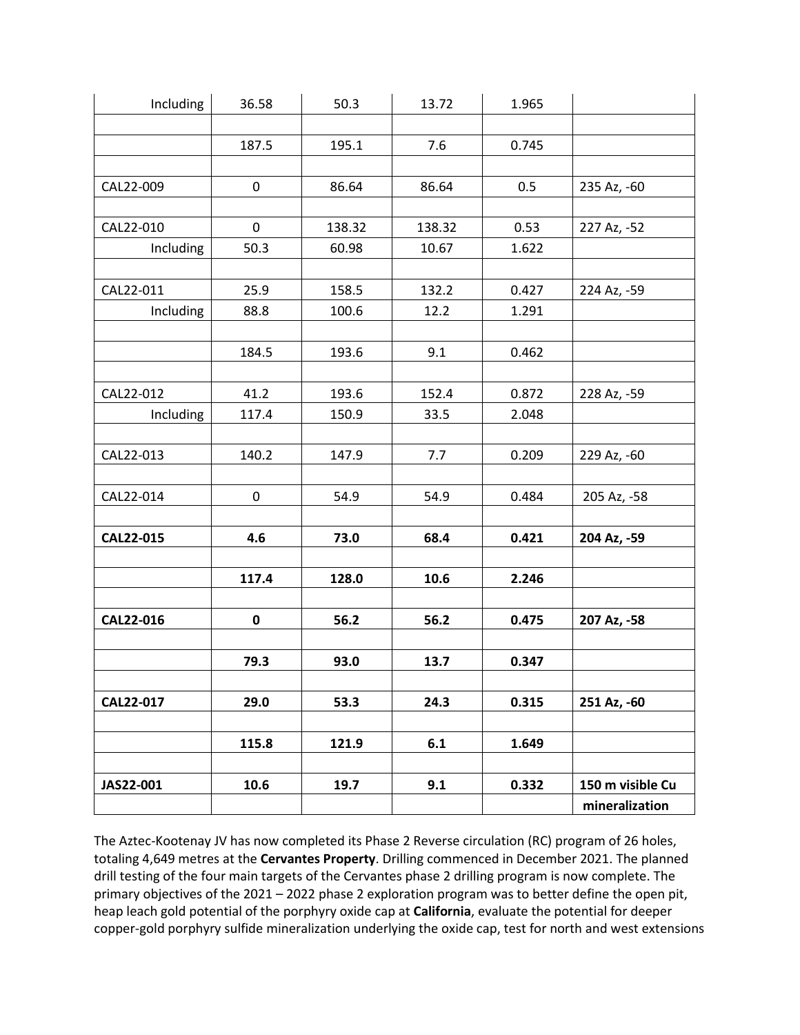| | | | | | |
|---|---|---|---|---|---|
| Including | 36.58 | 50.3 | 13.72 | 1.965 | |
| | | | | | |
| | 187.5 | 195.1 | 7.6 | 0.745 | |
| | | | | | |
| CAL22-009 | 0 | 86.64 | 86.64 | 0.5 | 235 Az, -60 |
| | | | | | |
| CAL22-010 | 0 | 138.32 | 138.32 | 0.53 | 227 Az, -52 |
| Including | 50.3 | 60.98 | 10.67 | 1.622 | |
| | | | | | |
| CAL22-011 | 25.9 | 158.5 | 132.2 | 0.427 | 224 Az, -59 |
| Including | 88.8 | 100.6 | 12.2 | 1.291 | |
| | | | | | |
| | 184.5 | 193.6 | 9.1 | 0.462 | |
| | | | | | |
| CAL22-012 | 41.2 | 193.6 | 152.4 | 0.872 | 228 Az, -59 |
| Including | 117.4 | 150.9 | 33.5 | 2.048 | |
| | | | | | |
| CAL22-013 | 140.2 | 147.9 | 7.7 | 0.209 | 229 Az, -60 |
| | | | | | |
| CAL22-014 | 0 | 54.9 | 54.9 | 0.484 | 205 Az, -58 |
| | | | | | |
| **CAL22-015** | **4.6** | **73.0** | **68.4** | **0.421** | **204 Az, -59** |
| | | | | | |
| | **117.4** | **128.0** | **10.6** | **2.246** | |
| | | | | | |
| **CAL22-016** | **0** | **56.2** | **56.2** | **0.475** | **207 Az, -58** |
| | | | | | |
| | **79.3** | **93.0** | **13.7** | **0.347** | |
| | | | | | |
| **CAL22-017** | **29.0** | **53.3** | **24.3** | **0.315** | **251 Az, -60** |
| | | | | | |
| | **115.8** | **121.9** | **6.1** | **1.649** | |
| | | | | | |
| **JAS22-001** | **10.6** | **19.7** | **9.1** | **0.332** | **150 m visible Cu** |
| | | | | | **mineralization** |

The Aztec-Kootenay JV has now completed its Phase 2 Reverse circulation (RC) program of 26 holes, totaling 4,649 metres at the **Cervantes Property**. Drilling commenced in December 2021. The planned drill testing of the four main targets of the Cervantes phase 2 drilling program is now complete. The primary objectives of the 2021 – 2022 phase 2 exploration program was to better define the open pit, heap leach gold potential of the porphyry oxide cap at **California**, evaluate the potential for deeper copper-gold porphyry sulfide mineralization underlying the oxide cap, test for north and west extensions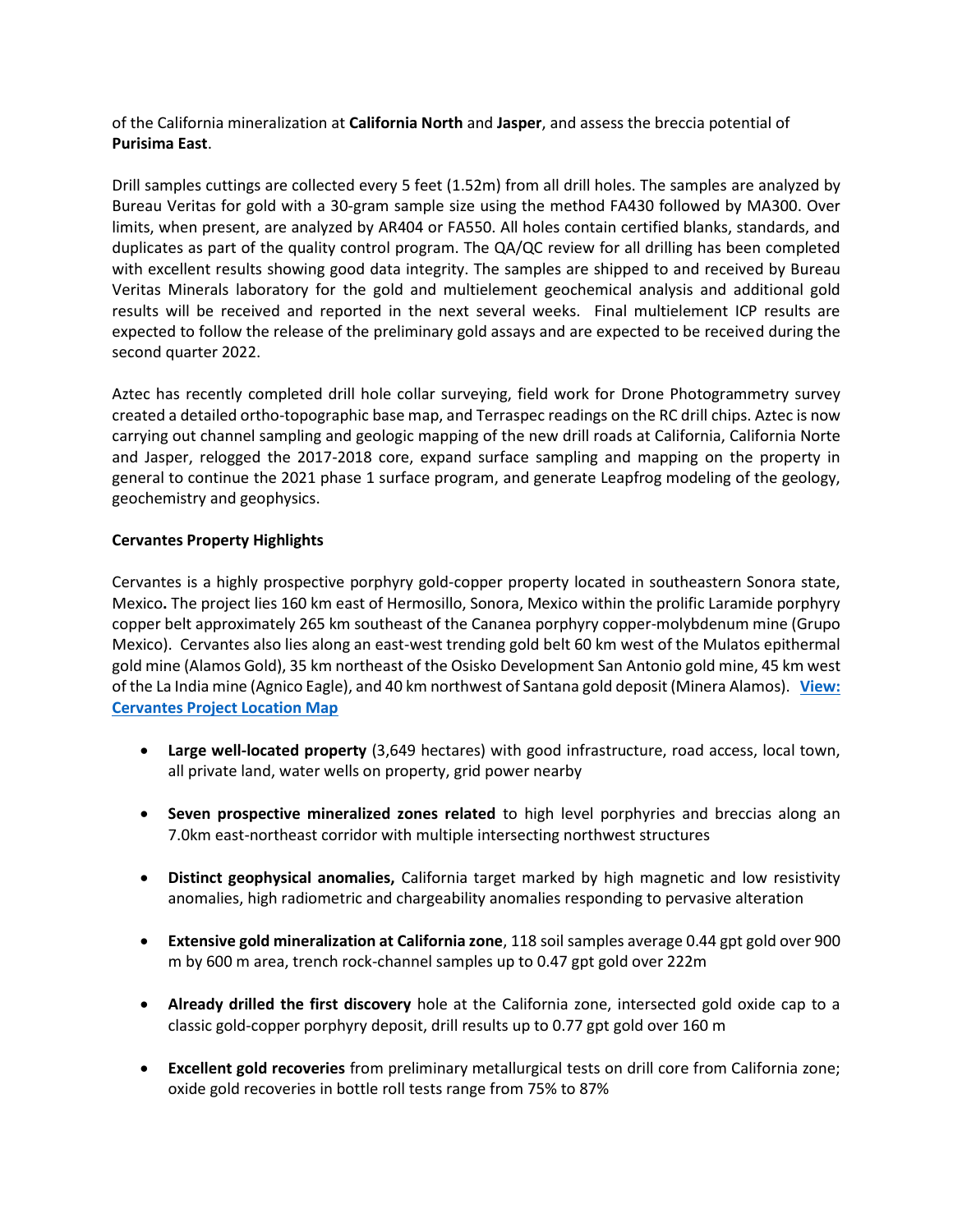of the California mineralization at **California North** and **Jasper**, and assess the breccia potential of **Purisima East**.

Drill samples cuttings are collected every 5 feet (1.52m) from all drill holes. The samples are analyzed by Bureau Veritas for gold with a 30-gram sample size using the method FA430 followed by MA300. Over limits, when present, are analyzed by AR404 or FA550. All holes contain certified blanks, standards, and duplicates as part of the quality control program. The QA/QC review for all drilling has been completed with excellent results showing good data integrity. The samples are shipped to and received by Bureau Veritas Minerals laboratory for the gold and multielement geochemical analysis and additional gold results will be received and reported in the next several weeks. Final multielement ICP results are expected to follow the release of the preliminary gold assays and are expected to be received during the second quarter 2022.

Aztec has recently completed drill hole collar surveying, field work for Drone Photogrammetry survey created a detailed ortho-topographic base map, and Terraspec readings on the RC drill chips. Aztec is now carrying out channel sampling and geologic mapping of the new drill roads at California, California Norte and Jasper, relogged the 2017-2018 core, expand surface sampling and mapping on the property in general to continue the 2021 phase 1 surface program, and generate Leapfrog modeling of the geology, geochemistry and geophysics.

**Cervantes Property Highlights**

Cervantes is a highly prospective porphyry gold-copper property located in southeastern Sonora state, Mexico**.** The project lies 160 km east of Hermosillo, Sonora, Mexico within the prolific Laramide porphyry copper belt approximately 265 km southeast of the Cananea porphyry copper-molybdenum mine (Grupo Mexico). Cervantes also lies along an east-west trending gold belt 60 km west of the Mulatos epithermal gold mine (Alamos Gold), 35 km northeast of the Osisko Development San Antonio gold mine, 45 km west of the La India mine (Agnico Eagle), and 40 km northwest of Santana gold deposit (Minera Alamos). **View: Cervantes Project Location Map**

- **Large well-located property** (3,649 hectares) with good infrastructure, road access, local town, all private land, water wells on property, grid power nearby
- **Seven prospective mineralized zones related** to high level porphyries and breccias along an 7.0km east-northeast corridor with multiple intersecting northwest structures
- **Distinct geophysical anomalies,** California target marked by high magnetic and low resistivity anomalies, high radiometric and chargeability anomalies responding to pervasive alteration
- **Extensive gold mineralization at California zone**, 118 soil samples average 0.44 gpt gold over 900 m by 600 m area, trench rock-channel samples up to 0.47 gpt gold over 222m
- **Already drilled the first discovery** hole at the California zone, intersected gold oxide cap to a classic gold-copper porphyry deposit, drill results up to 0.77 gpt gold over 160 m
- **Excellent gold recoveries** from preliminary metallurgical tests on drill core from California zone; oxide gold recoveries in bottle roll tests range from 75% to 87%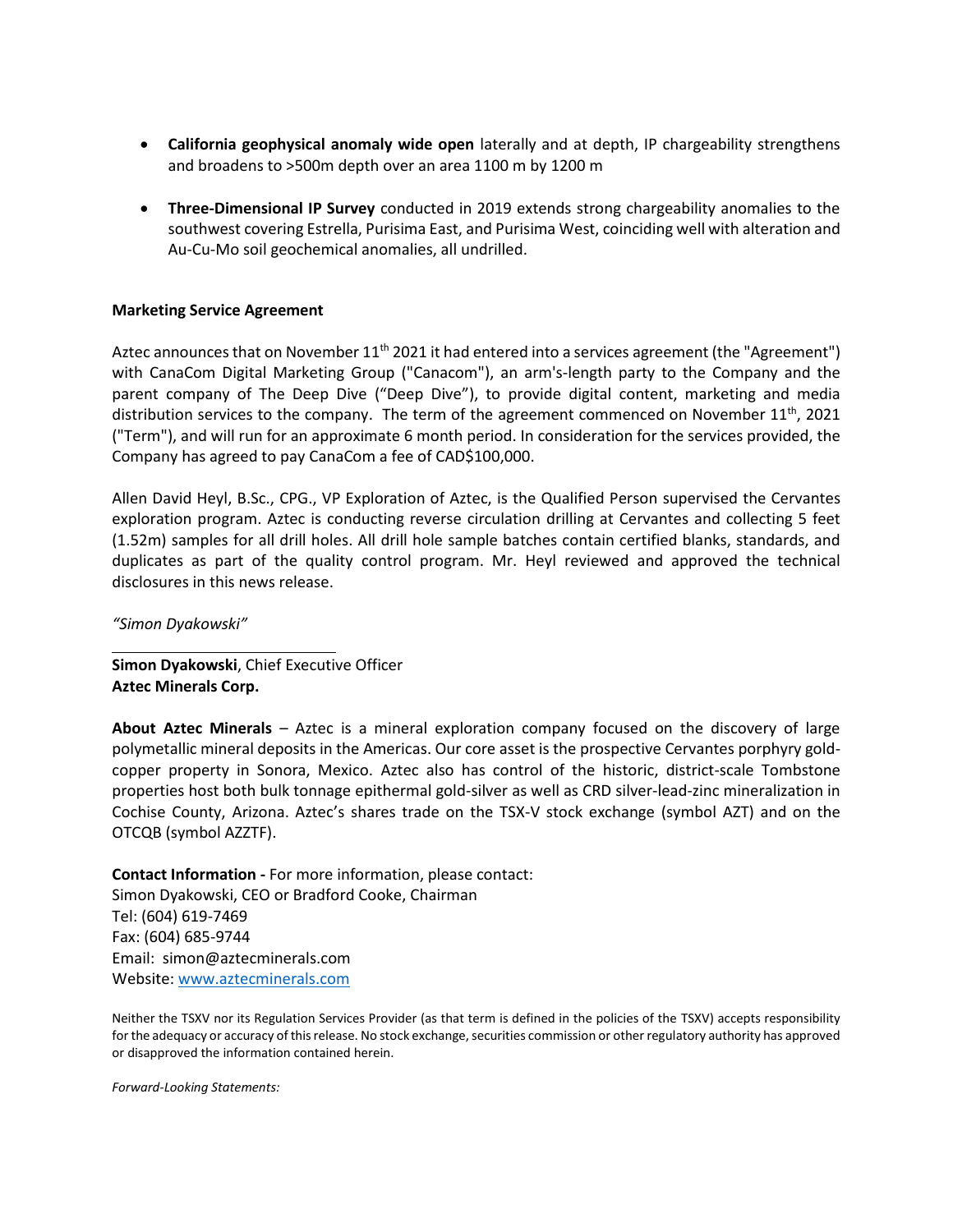- **California geophysical anomaly wide open** laterally and at depth, IP chargeability strengthens and broadens to >500m depth over an area 1100 m by 1200 m

- **Three-Dimensional IP Survey** conducted in 2019 extends strong chargeability anomalies to the southwest covering Estrella, Purisima East, and Purisima West, coinciding well with alteration and Au-Cu-Mo soil geochemical anomalies, all undrilled.

**Marketing Service Agreement**

Aztec announces that on November 11th 2021 it had entered into a services agreement (the "Agreement") with CanaCom Digital Marketing Group ("Canacom"), an arm's-length party to the Company and the parent company of The Deep Dive ("Deep Dive"), to provide digital content, marketing and media distribution services to the company. The term of the agreement commenced on November 11th, 2021 ("Term"), and will run for an approximate 6 month period. In consideration for the services provided, the Company has agreed to pay CanaCom a fee of CAD$100,000.

Allen David Heyl, B.Sc., CPG., VP Exploration of Aztec, is the Qualified Person supervised the Cervantes exploration program. Aztec is conducting reverse circulation drilling at Cervantes and collecting 5 feet (1.52m) samples for all drill holes. All drill hole sample batches contain certified blanks, standards, and duplicates as part of the quality control program. Mr. Heyl reviewed and approved the technical disclosures in this news release.

*"Simon Dyakowski"*

**Simon Dyakowski**, Chief Executive Officer
**Aztec Minerals Corp.**

**About Aztec Minerals** – Aztec is a mineral exploration company focused on the discovery of large polymetallic mineral deposits in the Americas. Our core asset is the prospective Cervantes porphyry gold-copper property in Sonora, Mexico. Aztec also has control of the historic, district-scale Tombstone properties host both bulk tonnage epithermal gold-silver as well as CRD silver-lead-zinc mineralization in Cochise County, Arizona. Aztec's shares trade on the TSX-V stock exchange (symbol AZT) and on the OTCQB (symbol AZZTF).

**Contact Information -** For more information, please contact:
Simon Dyakowski, CEO or Bradford Cooke, Chairman
Tel: (604) 619-7469
Fax: (604) 685-9744
Email: simon@aztecminerals.com
Website: [www.aztecminerals.com](http://www.aztecminerals.com)

Neither the TSXV nor its Regulation Services Provider (as that term is defined in the policies of the TSXV) accepts responsibility for the adequacy or accuracy of this release. No stock exchange, securities commission or other regulatory authority has approved or disapproved the information contained herein.

*Forward-Looking Statements:*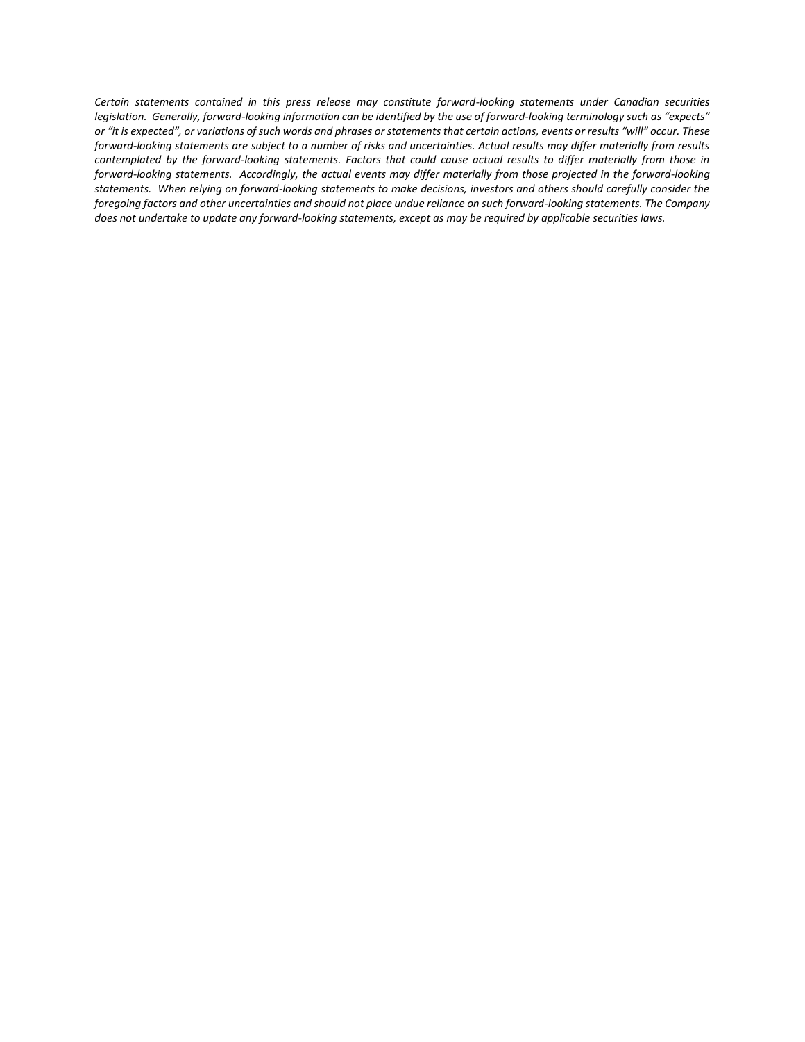*Certain statements contained in this press release may constitute forward-looking statements under Canadian securities legislation. Generally, forward-looking information can be identified by the use of forward-looking terminology such as "expects" or "it is expected", or variations of such words and phrases or statements that certain actions, events or results "will" occur. These forward-looking statements are subject to a number of risks and uncertainties. Actual results may differ materially from results contemplated by the forward-looking statements. Factors that could cause actual results to differ materially from those in forward-looking statements. Accordingly, the actual events may differ materially from those projected in the forward-looking statements. When relying on forward-looking statements to make decisions, investors and others should carefully consider the foregoing factors and other uncertainties and should not place undue reliance on such forward-looking statements. The Company does not undertake to update any forward-looking statements, except as may be required by applicable securities laws.*